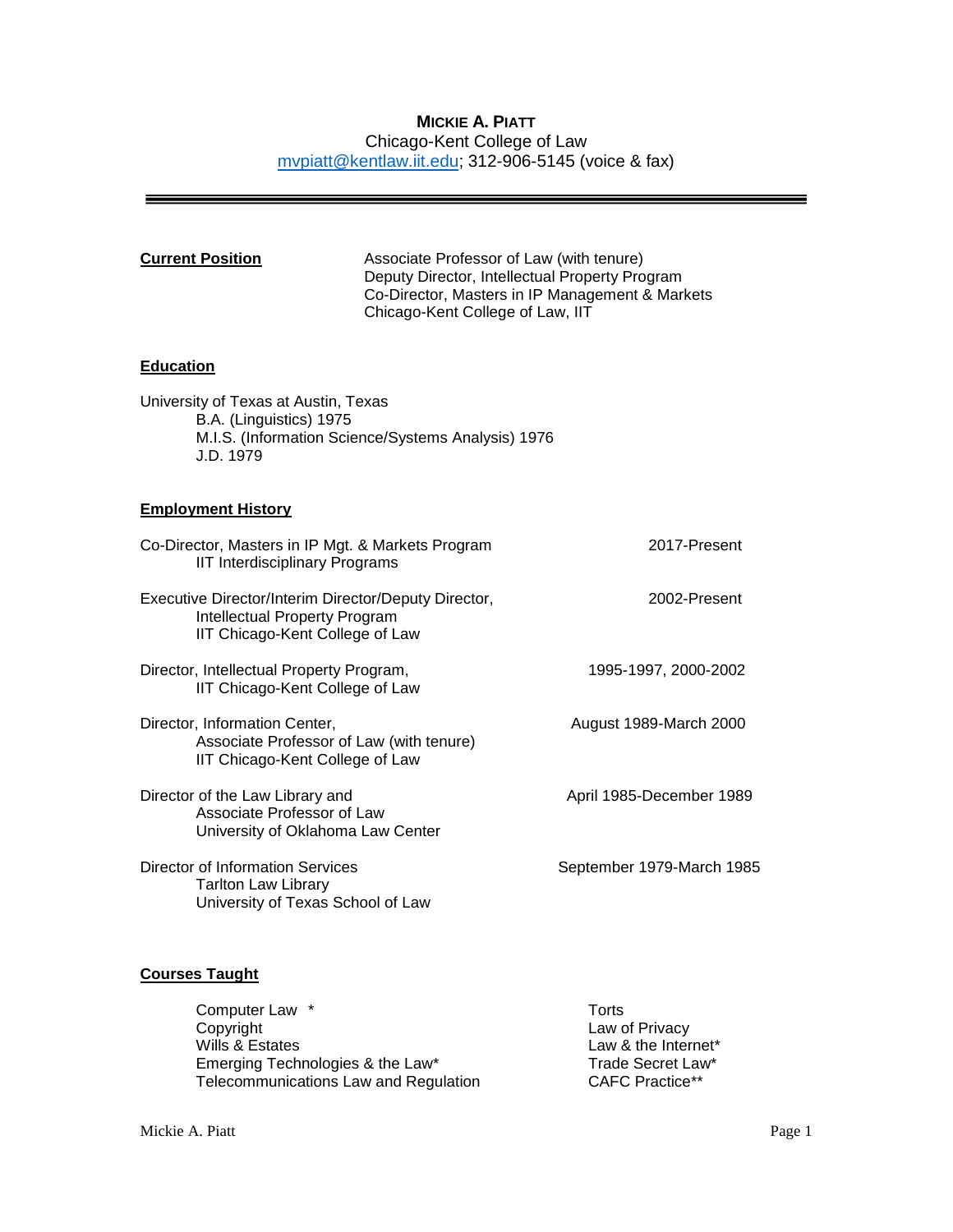**MICKIE A. PIATT**
Chicago-Kent College of Law
mvpiatt@kentlaw.iit.edu; 312-906-5145 (voice & fax)

---

**Current Position**

Associate Professor of Law (with tenure)
Deputy Director, Intellectual Property Program
Co-Director, Masters in IP Management & Markets
Chicago-Kent College of Law, IIT

**Education**

University of Texas at Austin, Texas
- B.A. (Linguistics) 1975
- M.I.S. (Information Science/Systems Analysis) 1976
- J.D. 1979

**Employment History**

| Position | Dates |
|---|---|
| Co-Director, Masters in IP Mgt. & Markets Program<br>IIT Interdisciplinary Programs | 2017-Present |
| Executive Director/Interim Director/Deputy Director,<br>Intellectual Property Program<br>IIT Chicago-Kent College of Law | 2002-Present |
| Director, Intellectual Property Program,<br>IIT Chicago-Kent College of Law | 1995-1997, 2000-2002 |
| Director, Information Center,<br>Associate Professor of Law (with tenure)<br>IIT Chicago-Kent College of Law | August 1989-March 2000 |
| Director of the Law Library and<br>Associate Professor of Law<br>University of Oklahoma Law Center | April 1985-December 1989 |
| Director of Information Services<br>Tarlton Law Library<br>University of Texas School of Law | September 1979-March 1985 |

**Courses Taught**

- Computer Law *
- Copyright
- Wills & Estates
- Emerging Technologies & the Law*
- Telecommunications Law and Regulation
- Torts
- Law of Privacy
- Law & the Internet*
- Trade Secret Law*
- CAFC Practice**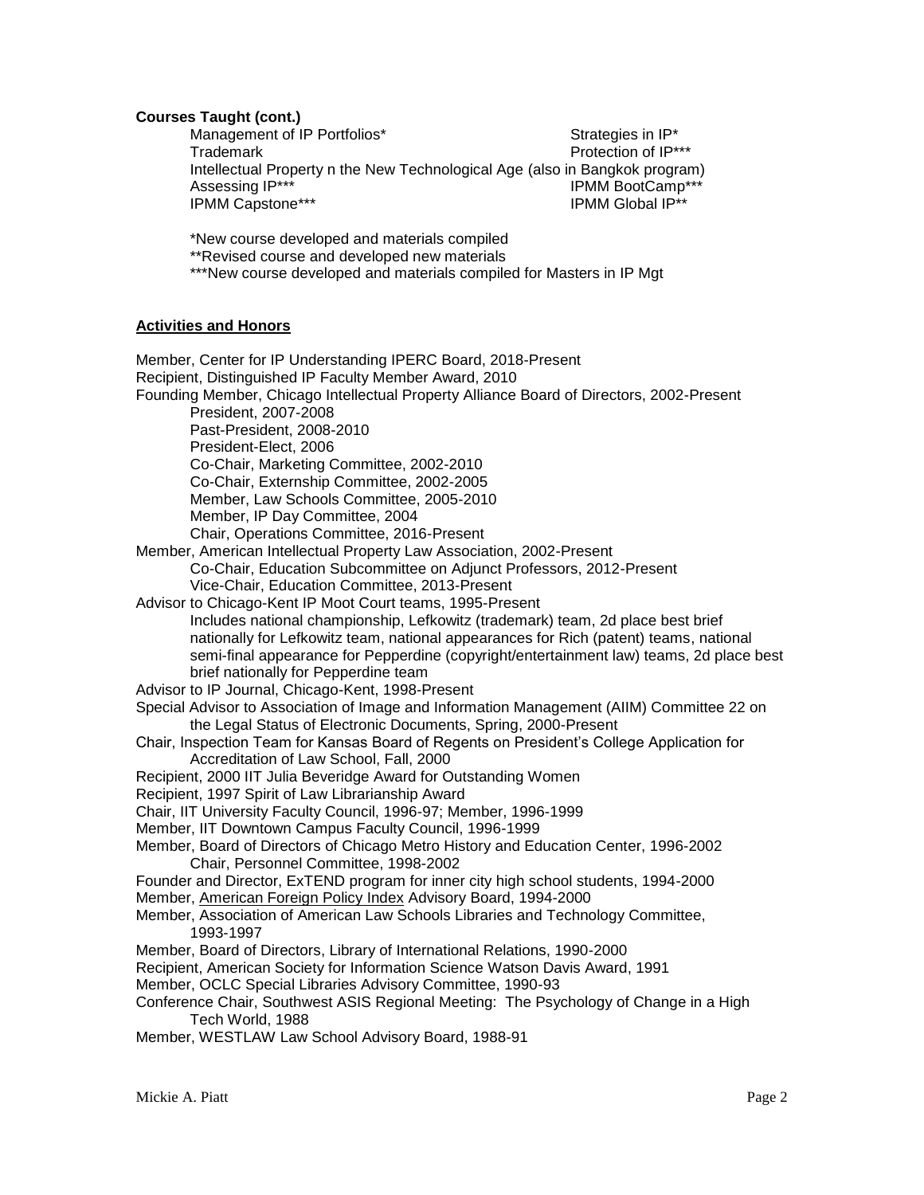**Courses Taught (cont.)**

Management of IP Portfolios*
Strategies in IP*
Trademark
Protection of IP***
Intellectual Property n the New Technological Age (also in Bangkok program)
Assessing IP***
IPMM BootCamp***
IPMM Capstone***
IPMM Global IP**

*New course developed and materials compiled
**Revised course and developed new materials
***New course developed and materials compiled for Masters in IP Mgt

**Activities and Honors**

Member, Center for IP Understanding IPERC Board, 2018-Present
Recipient, Distinguished IP Faculty Member Award, 2010
Founding Member, Chicago Intellectual Property Alliance Board of Directors, 2002-Present
- President, 2007-2008
- Past-President, 2008-2010
- President-Elect, 2006
- Co-Chair, Marketing Committee, 2002-2010
- Co-Chair, Externship Committee, 2002-2005
- Member, Law Schools Committee, 2005-2010
- Member, IP Day Committee, 2004
- Chair, Operations Committee, 2016-Present

Member, American Intellectual Property Law Association, 2002-Present
- Co-Chair, Education Subcommittee on Adjunct Professors, 2012-Present
- Vice-Chair, Education Committee, 2013-Present

Advisor to Chicago-Kent IP Moot Court teams, 1995-Present
- Includes national championship, Lefkowitz (trademark) team, 2d place best brief nationally for Lefkowitz team, national appearances for Rich (patent) teams, national semi-final appearance for Pepperdine (copyright/entertainment law) teams, 2d place best brief nationally for Pepperdine team

Advisor to IP Journal, Chicago-Kent, 1998-Present
Special Advisor to Association of Image and Information Management (AIIM) Committee 22 on the Legal Status of Electronic Documents, Spring, 2000-Present
Chair, Inspection Team for Kansas Board of Regents on President's College Application for Accreditation of Law School, Fall, 2000
Recipient, 2000 IIT Julia Beveridge Award for Outstanding Women
Recipient, 1997 Spirit of Law Librarianship Award
Chair, IIT University Faculty Council, 1996-97; Member, 1996-1999
Member, IIT Downtown Campus Faculty Council, 1996-1999
Member, Board of Directors of Chicago Metro History and Education Center, 1996-2002
- Chair, Personnel Committee, 1998-2002

Founder and Director, ExTEND program for inner city high school students, 1994-2000
Member, American Foreign Policy Index Advisory Board, 1994-2000
Member, Association of American Law Schools Libraries and Technology Committee, 1993-1997
Member, Board of Directors, Library of International Relations, 1990-2000
Recipient, American Society for Information Science Watson Davis Award, 1991
Member, OCLC Special Libraries Advisory Committee, 1990-93
Conference Chair, Southwest ASIS Regional Meeting: The Psychology of Change in a High Tech World, 1988
Member, WESTLAW Law School Advisory Board, 1988-91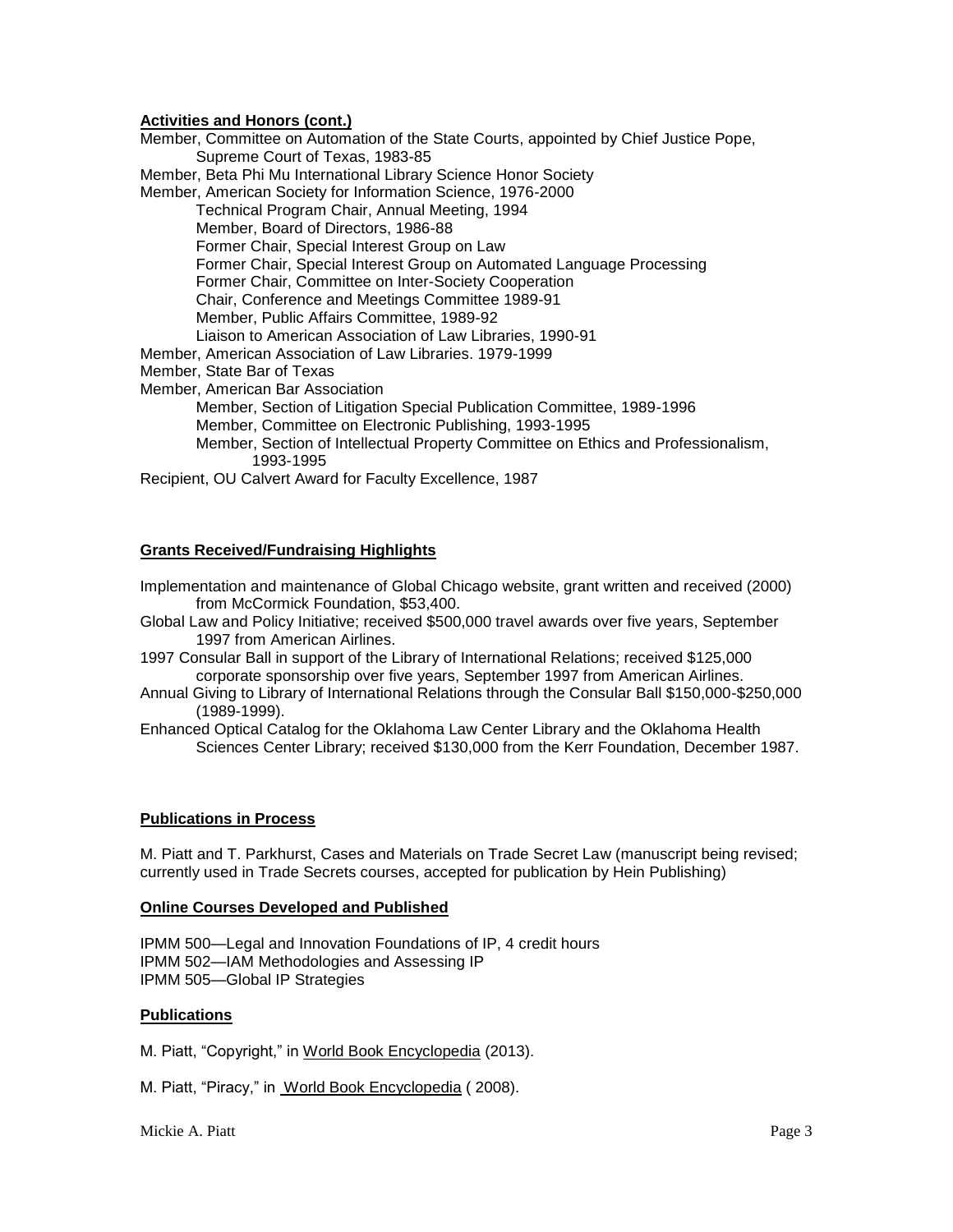**Activities and Honors (cont.)**

Member, Committee on Automation of the State Courts, appointed by Chief Justice Pope, Supreme Court of Texas, 1983-85

Member, Beta Phi Mu International Library Science Honor Society

Member, American Society for Information Science, 1976-2000
- Technical Program Chair, Annual Meeting, 1994
- Member, Board of Directors, 1986-88
- Former Chair, Special Interest Group on Law
- Former Chair, Special Interest Group on Automated Language Processing
- Former Chair, Committee on Inter-Society Cooperation
- Chair, Conference and Meetings Committee 1989-91
- Member, Public Affairs Committee, 1989-92
- Liaison to American Association of Law Libraries, 1990-91

Member, American Association of Law Libraries. 1979-1999

Member, State Bar of Texas

Member, American Bar Association
- Member, Section of Litigation Special Publication Committee, 1989-1996
- Member, Committee on Electronic Publishing, 1993-1995
- Member, Section of Intellectual Property Committee on Ethics and Professionalism, 1993-1995

Recipient, OU Calvert Award for Faculty Excellence, 1987

**Grants Received/Fundraising Highlights**

Implementation and maintenance of Global Chicago website, grant written and received (2000) from McCormick Foundation, $53,400.

Global Law and Policy Initiative; received $500,000 travel awards over five years, September 1997 from American Airlines.

1997 Consular Ball in support of the Library of International Relations; received $125,000 corporate sponsorship over five years, September 1997 from American Airlines.

Annual Giving to Library of International Relations through the Consular Ball $150,000-$250,000 (1989-1999).

Enhanced Optical Catalog for the Oklahoma Law Center Library and the Oklahoma Health Sciences Center Library; received $130,000 from the Kerr Foundation, December 1987.

**Publications in Process**

M. Piatt and T. Parkhurst, Cases and Materials on Trade Secret Law (manuscript being revised; currently used in Trade Secrets courses, accepted for publication by Hein Publishing)

**Online Courses Developed and Published**

IPMM 500—Legal and Innovation Foundations of IP, 4 credit hours

IPMM 502—IAM Methodologies and Assessing IP

IPMM 505—Global IP Strategies

**Publications**

M. Piatt, "Copyright," in World Book Encyclopedia (2013).

M. Piatt, "Piracy," in World Book Encyclopedia ( 2008).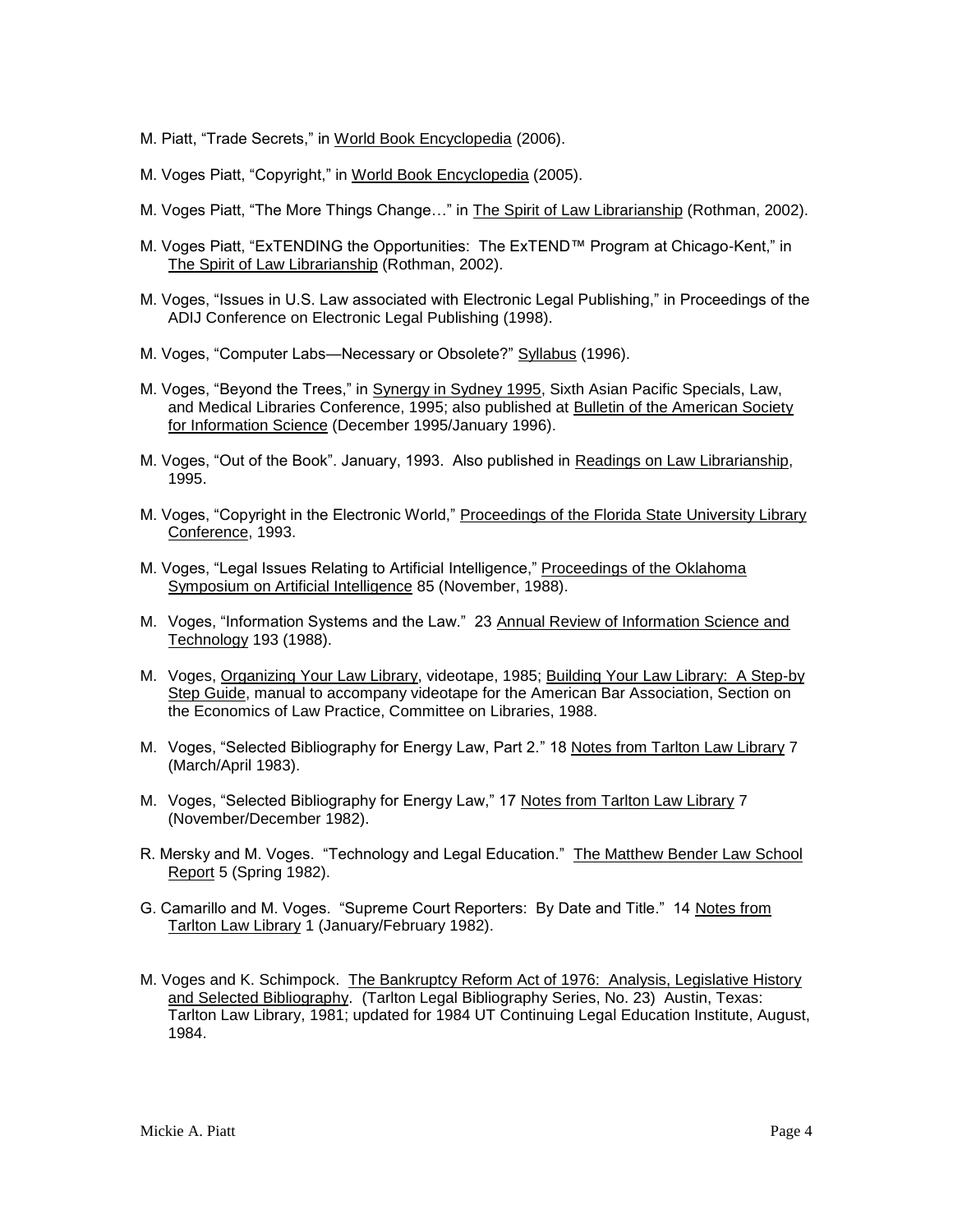M. Piatt, "Trade Secrets," in World Book Encyclopedia (2006).

M. Voges Piatt, "Copyright," in World Book Encyclopedia (2005).

M. Voges Piatt, "The More Things Change…" in The Spirit of Law Librarianship (Rothman, 2002).

M. Voges Piatt, "ExTENDING the Opportunities: The ExTEND™ Program at Chicago-Kent," in The Spirit of Law Librarianship (Rothman, 2002).

M. Voges, "Issues in U.S. Law associated with Electronic Legal Publishing," in Proceedings of the ADIJ Conference on Electronic Legal Publishing (1998).

M. Voges, "Computer Labs—Necessary or Obsolete?" Syllabus (1996).

M. Voges, "Beyond the Trees," in Synergy in Sydney 1995, Sixth Asian Pacific Specials, Law, and Medical Libraries Conference, 1995; also published at Bulletin of the American Society for Information Science (December 1995/January 1996).

M. Voges, "Out of the Book". January, 1993. Also published in Readings on Law Librarianship, 1995.

M. Voges, "Copyright in the Electronic World," Proceedings of the Florida State University Library Conference, 1993.

M. Voges, "Legal Issues Relating to Artificial Intelligence," Proceedings of the Oklahoma Symposium on Artificial Intelligence 85 (November, 1988).

M. Voges, "Information Systems and the Law." 23 Annual Review of Information Science and Technology 193 (1988).

M. Voges, Organizing Your Law Library, videotape, 1985; Building Your Law Library: A Step-by Step Guide, manual to accompany videotape for the American Bar Association, Section on the Economics of Law Practice, Committee on Libraries, 1988.

M. Voges, "Selected Bibliography for Energy Law, Part 2." 18 Notes from Tarlton Law Library 7 (March/April 1983).

M. Voges, "Selected Bibliography for Energy Law," 17 Notes from Tarlton Law Library 7 (November/December 1982).

R. Mersky and M. Voges. "Technology and Legal Education." The Matthew Bender Law School Report 5 (Spring 1982).

G. Camarillo and M. Voges. "Supreme Court Reporters: By Date and Title." 14 Notes from Tarlton Law Library 1 (January/February 1982).

M. Voges and K. Schimpock. The Bankruptcy Reform Act of 1976: Analysis, Legislative History and Selected Bibliography. (Tarlton Legal Bibliography Series, No. 23) Austin, Texas: Tarlton Law Library, 1981; updated for 1984 UT Continuing Legal Education Institute, August, 1984.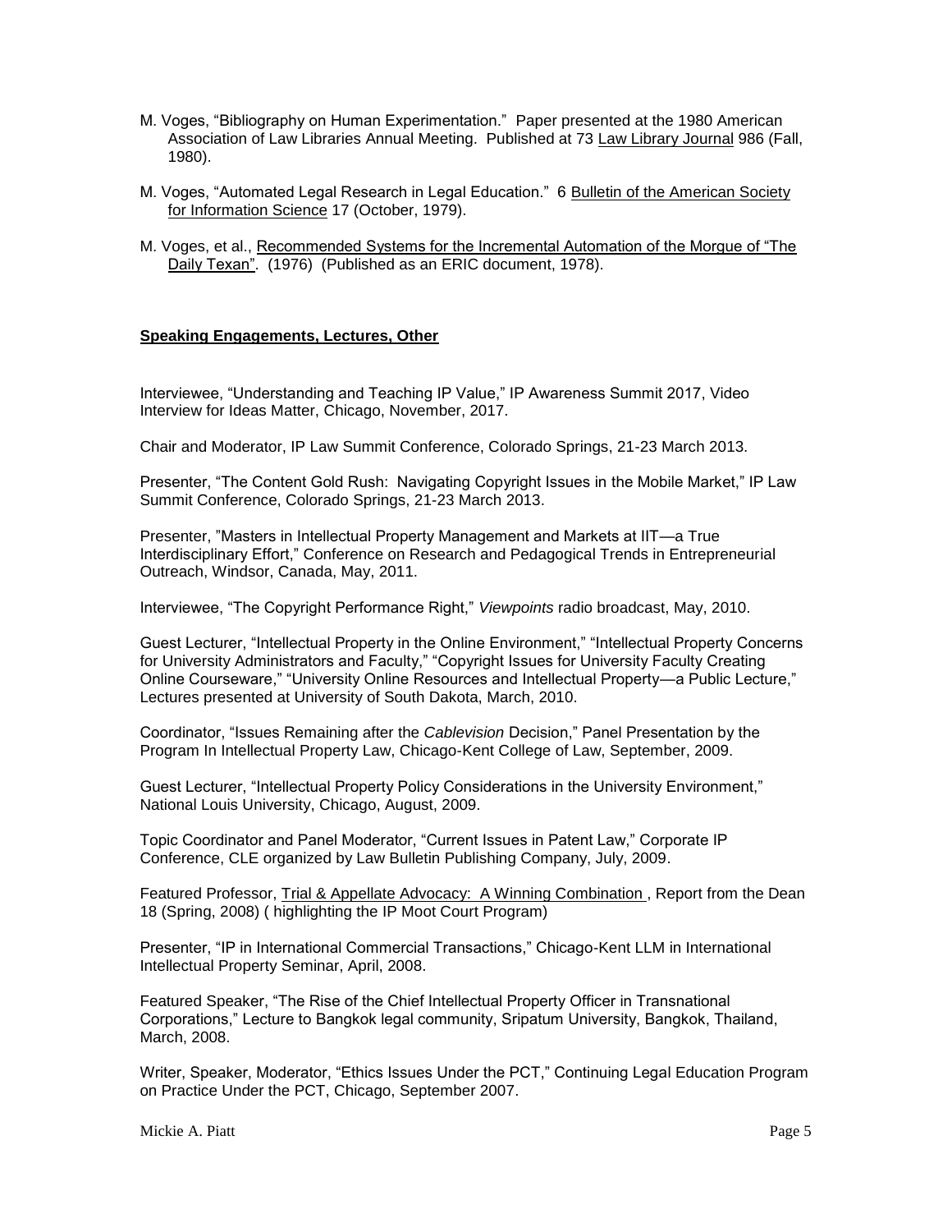M. Voges, "Bibliography on Human Experimentation." Paper presented at the 1980 American Association of Law Libraries Annual Meeting. Published at 73 Law Library Journal 986 (Fall, 1980).

M. Voges, "Automated Legal Research in Legal Education." 6 Bulletin of the American Society for Information Science 17 (October, 1979).

M. Voges, et al., Recommended Systems for the Incremental Automation of the Morgue of "The Daily Texan". (1976) (Published as an ERIC document, 1978).

**Speaking Engagements, Lectures, Other**

Interviewee, "Understanding and Teaching IP Value," IP Awareness Summit 2017, Video Interview for Ideas Matter, Chicago, November, 2017.

Chair and Moderator, IP Law Summit Conference, Colorado Springs, 21-23 March 2013.

Presenter, "The Content Gold Rush: Navigating Copyright Issues in the Mobile Market," IP Law Summit Conference, Colorado Springs, 21-23 March 2013.

Presenter, "Masters in Intellectual Property Management and Markets at IIT—a True Interdisciplinary Effort," Conference on Research and Pedagogical Trends in Entrepreneurial Outreach, Windsor, Canada, May, 2011.

Interviewee, "The Copyright Performance Right," *Viewpoints* radio broadcast, May, 2010.

Guest Lecturer, "Intellectual Property in the Online Environment," "Intellectual Property Concerns for University Administrators and Faculty," "Copyright Issues for University Faculty Creating Online Courseware," "University Online Resources and Intellectual Property—a Public Lecture," Lectures presented at University of South Dakota, March, 2010.

Coordinator, "Issues Remaining after the *Cablevision* Decision," Panel Presentation by the Program In Intellectual Property Law, Chicago-Kent College of Law, September, 2009.

Guest Lecturer, "Intellectual Property Policy Considerations in the University Environment," National Louis University, Chicago, August, 2009.

Topic Coordinator and Panel Moderator, "Current Issues in Patent Law," Corporate IP Conference, CLE organized by Law Bulletin Publishing Company, July, 2009.

Featured Professor, Trial & Appellate Advocacy: A Winning Combination , Report from the Dean 18 (Spring, 2008) ( highlighting the IP Moot Court Program)

Presenter, "IP in International Commercial Transactions," Chicago-Kent LLM in International Intellectual Property Seminar, April, 2008.

Featured Speaker, "The Rise of the Chief Intellectual Property Officer in Transnational Corporations," Lecture to Bangkok legal community, Sripatum University, Bangkok, Thailand, March, 2008.

Writer, Speaker, Moderator, "Ethics Issues Under the PCT," Continuing Legal Education Program on Practice Under the PCT, Chicago, September 2007.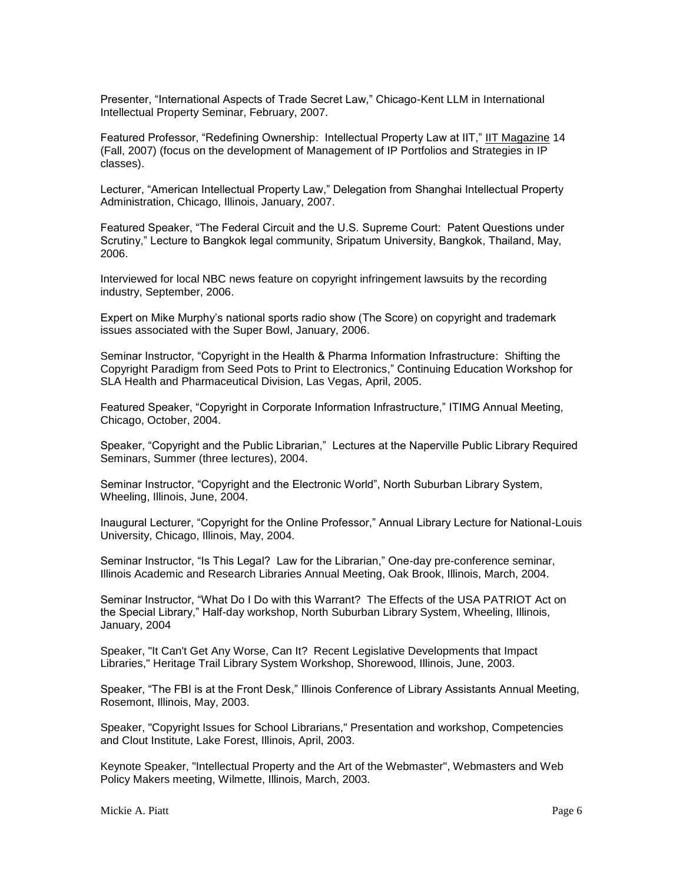Presenter, “International Aspects of Trade Secret Law,” Chicago-Kent LLM in International Intellectual Property Seminar, February, 2007.

Featured Professor, “Redefining Ownership: Intellectual Property Law at IIT,” IIT Magazine 14 (Fall, 2007) (focus on the development of Management of IP Portfolios and Strategies in IP classes).

Lecturer, “American Intellectual Property Law,” Delegation from Shanghai Intellectual Property Administration, Chicago, Illinois, January, 2007.

Featured Speaker, “The Federal Circuit and the U.S. Supreme Court: Patent Questions under Scrutiny,” Lecture to Bangkok legal community, Sripatum University, Bangkok, Thailand, May, 2006.

Interviewed for local NBC news feature on copyright infringement lawsuits by the recording industry, September, 2006.

Expert on Mike Murphy’s national sports radio show (The Score) on copyright and trademark issues associated with the Super Bowl, January, 2006.

Seminar Instructor, “Copyright in the Health & Pharma Information Infrastructure: Shifting the Copyright Paradigm from Seed Pots to Print to Electronics,” Continuing Education Workshop for SLA Health and Pharmaceutical Division, Las Vegas, April, 2005.

Featured Speaker, “Copyright in Corporate Information Infrastructure,” ITIMG Annual Meeting, Chicago, October, 2004.

Speaker, “Copyright and the Public Librarian,” Lectures at the Naperville Public Library Required Seminars, Summer (three lectures), 2004.

Seminar Instructor, “Copyright and the Electronic World”, North Suburban Library System, Wheeling, Illinois, June, 2004.

Inaugural Lecturer, “Copyright for the Online Professor,” Annual Library Lecture for National-Louis University, Chicago, Illinois, May, 2004.

Seminar Instructor, “Is This Legal? Law for the Librarian,” One-day pre-conference seminar, Illinois Academic and Research Libraries Annual Meeting, Oak Brook, Illinois, March, 2004.

Seminar Instructor, “What Do I Do with this Warrant? The Effects of the USA PATRIOT Act on the Special Library,” Half-day workshop, North Suburban Library System, Wheeling, Illinois, January, 2004

Speaker, "It Can't Get Any Worse, Can It? Recent Legislative Developments that Impact Libraries," Heritage Trail Library System Workshop, Shorewood, Illinois, June, 2003.

Speaker, “The FBI is at the Front Desk,” Illinois Conference of Library Assistants Annual Meeting, Rosemont, Illinois, May, 2003.

Speaker, "Copyright Issues for School Librarians," Presentation and workshop, Competencies and Clout Institute, Lake Forest, Illinois, April, 2003.

Keynote Speaker, "Intellectual Property and the Art of the Webmaster", Webmasters and Web Policy Makers meeting, Wilmette, Illinois, March, 2003.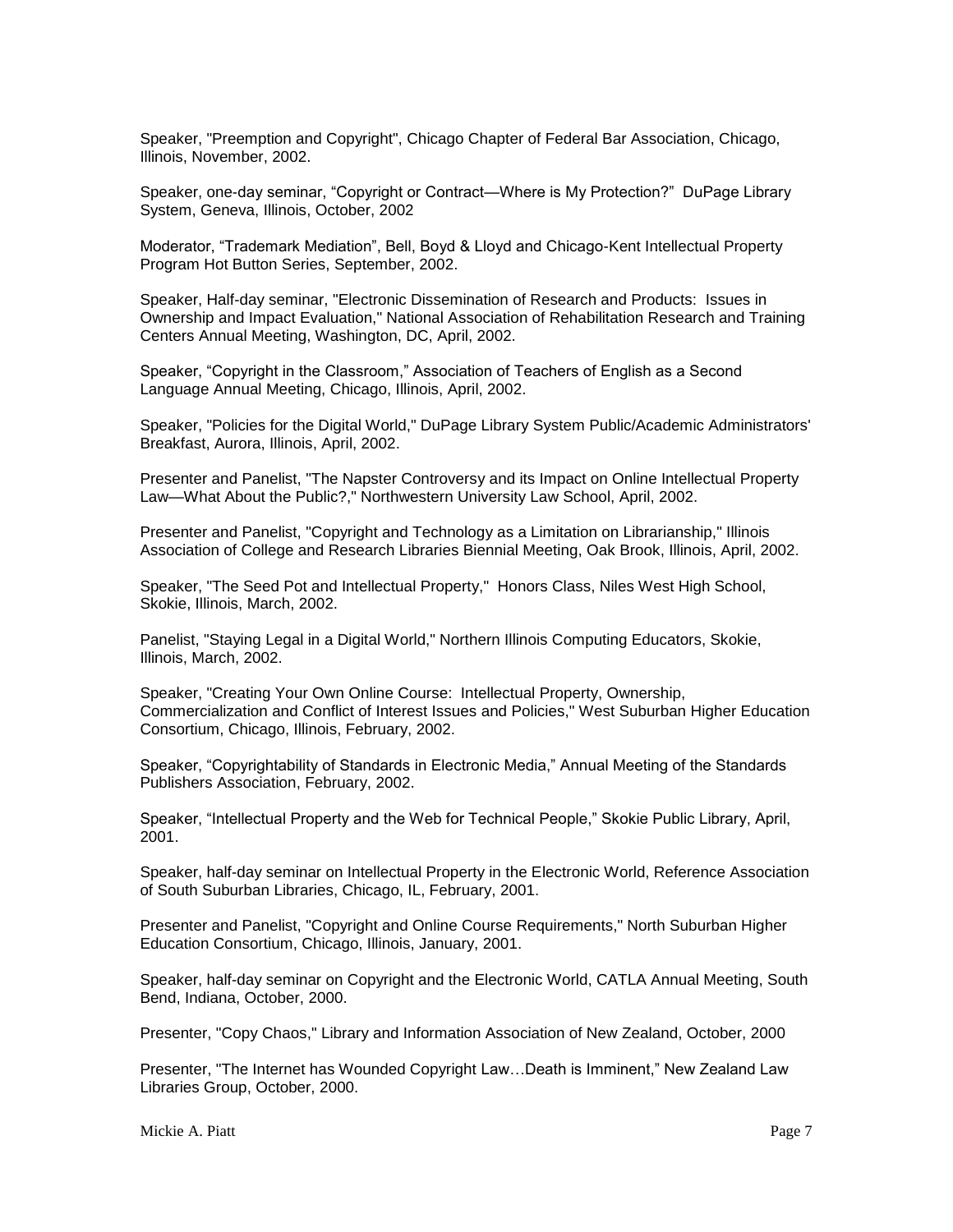Speaker, "Preemption and Copyright", Chicago Chapter of Federal Bar Association, Chicago, Illinois, November, 2002.

Speaker, one-day seminar, "Copyright or Contract—Where is My Protection?" DuPage Library System, Geneva, Illinois, October, 2002

Moderator, "Trademark Mediation", Bell, Boyd & Lloyd and Chicago-Kent Intellectual Property Program Hot Button Series, September, 2002.

Speaker, Half-day seminar, "Electronic Dissemination of Research and Products: Issues in Ownership and Impact Evaluation," National Association of Rehabilitation Research and Training Centers Annual Meeting, Washington, DC, April, 2002.

Speaker, "Copyright in the Classroom," Association of Teachers of English as a Second Language Annual Meeting, Chicago, Illinois, April, 2002.

Speaker, "Policies for the Digital World," DuPage Library System Public/Academic Administrators' Breakfast, Aurora, Illinois, April, 2002.

Presenter and Panelist, "The Napster Controversy and its Impact on Online Intellectual Property Law—What About the Public?," Northwestern University Law School, April, 2002.

Presenter and Panelist, "Copyright and Technology as a Limitation on Librarianship," Illinois Association of College and Research Libraries Biennial Meeting, Oak Brook, Illinois, April, 2002.

Speaker, "The Seed Pot and Intellectual Property," Honors Class, Niles West High School, Skokie, Illinois, March, 2002.

Panelist, "Staying Legal in a Digital World," Northern Illinois Computing Educators, Skokie, Illinois, March, 2002.

Speaker, "Creating Your Own Online Course: Intellectual Property, Ownership, Commercialization and Conflict of Interest Issues and Policies," West Suburban Higher Education Consortium, Chicago, Illinois, February, 2002.

Speaker, "Copyrightability of Standards in Electronic Media," Annual Meeting of the Standards Publishers Association, February, 2002.

Speaker, "Intellectual Property and the Web for Technical People," Skokie Public Library, April, 2001.

Speaker, half-day seminar on Intellectual Property in the Electronic World, Reference Association of South Suburban Libraries, Chicago, IL, February, 2001.

Presenter and Panelist, "Copyright and Online Course Requirements," North Suburban Higher Education Consortium, Chicago, Illinois, January, 2001.

Speaker, half-day seminar on Copyright and the Electronic World, CATLA Annual Meeting, South Bend, Indiana, October, 2000.

Presenter, "Copy Chaos," Library and Information Association of New Zealand, October, 2000

Presenter, "The Internet has Wounded Copyright Law…Death is Imminent," New Zealand Law Libraries Group, October, 2000.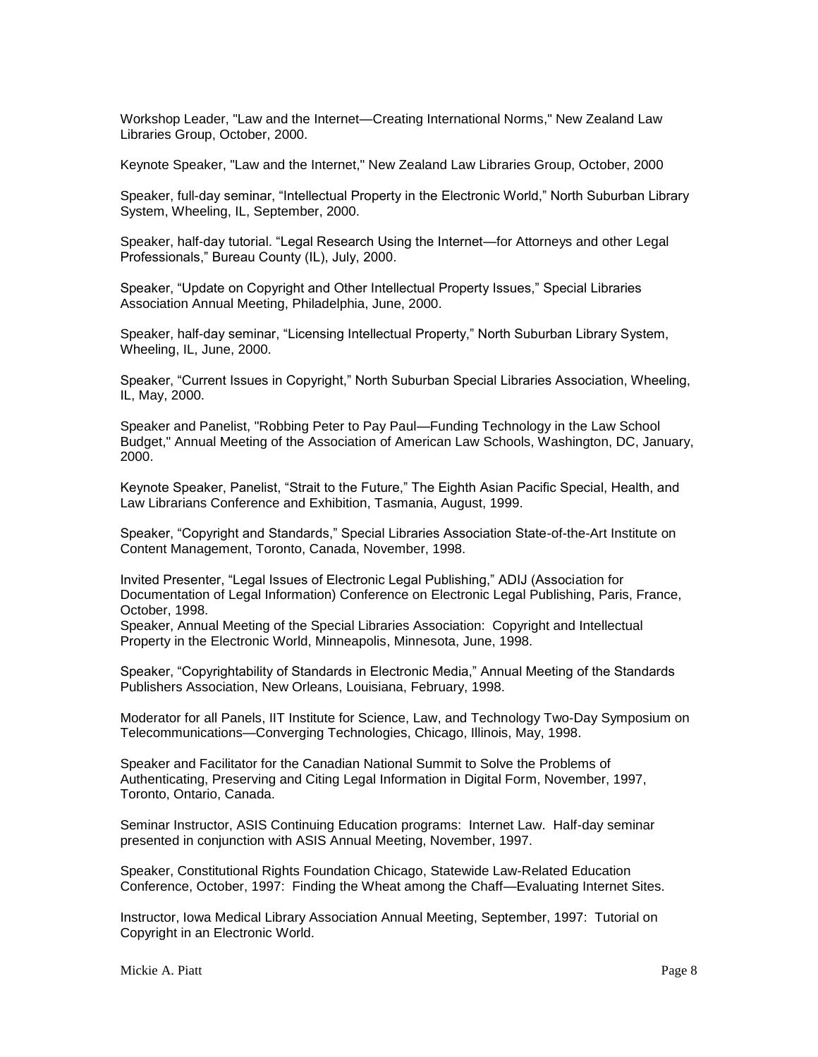Workshop Leader, "Law and the Internet—Creating International Norms," New Zealand Law Libraries Group, October, 2000.

Keynote Speaker, "Law and the Internet," New Zealand Law Libraries Group, October, 2000

Speaker, full-day seminar, "Intellectual Property in the Electronic World," North Suburban Library System, Wheeling, IL, September, 2000.

Speaker, half-day tutorial. "Legal Research Using the Internet—for Attorneys and other Legal Professionals," Bureau County (IL), July, 2000.

Speaker, "Update on Copyright and Other Intellectual Property Issues," Special Libraries Association Annual Meeting, Philadelphia, June, 2000.

Speaker, half-day seminar, "Licensing Intellectual Property," North Suburban Library System, Wheeling, IL, June, 2000.

Speaker, "Current Issues in Copyright," North Suburban Special Libraries Association, Wheeling, IL, May, 2000.

Speaker and Panelist, "Robbing Peter to Pay Paul—Funding Technology in the Law School Budget," Annual Meeting of the Association of American Law Schools, Washington, DC, January, 2000.

Keynote Speaker, Panelist, "Strait to the Future," The Eighth Asian Pacific Special, Health, and Law Librarians Conference and Exhibition, Tasmania, August, 1999.

Speaker, "Copyright and Standards," Special Libraries Association State-of-the-Art Institute on Content Management, Toronto, Canada, November, 1998.

Invited Presenter, "Legal Issues of Electronic Legal Publishing," ADIJ (Association for Documentation of Legal Information) Conference on Electronic Legal Publishing, Paris, France, October, 1998.

Speaker, Annual Meeting of the Special Libraries Association: Copyright and Intellectual Property in the Electronic World, Minneapolis, Minnesota, June, 1998.

Speaker, "Copyrightability of Standards in Electronic Media," Annual Meeting of the Standards Publishers Association, New Orleans, Louisiana, February, 1998.

Moderator for all Panels, IIT Institute for Science, Law, and Technology Two-Day Symposium on Telecommunications—Converging Technologies, Chicago, Illinois, May, 1998.

Speaker and Facilitator for the Canadian National Summit to Solve the Problems of Authenticating, Preserving and Citing Legal Information in Digital Form, November, 1997, Toronto, Ontario, Canada.

Seminar Instructor, ASIS Continuing Education programs: Internet Law. Half-day seminar presented in conjunction with ASIS Annual Meeting, November, 1997.

Speaker, Constitutional Rights Foundation Chicago, Statewide Law-Related Education Conference, October, 1997: Finding the Wheat among the Chaff—Evaluating Internet Sites.

Instructor, Iowa Medical Library Association Annual Meeting, September, 1997: Tutorial on Copyright in an Electronic World.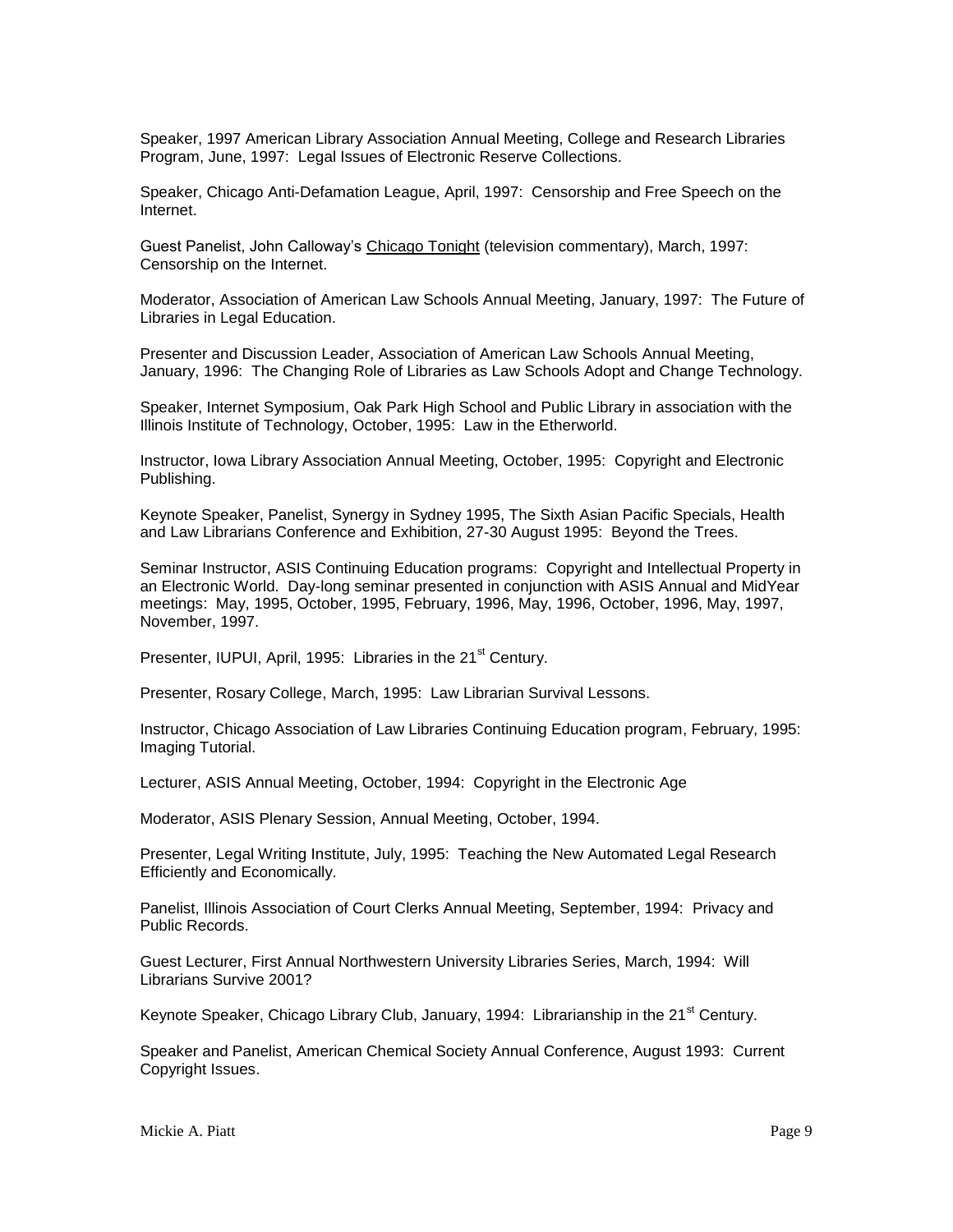Speaker, 1997 American Library Association Annual Meeting, College and Research Libraries Program, June, 1997: Legal Issues of Electronic Reserve Collections.

Speaker, Chicago Anti-Defamation League, April, 1997: Censorship and Free Speech on the Internet.

Guest Panelist, John Calloway's Chicago Tonight (television commentary), March, 1997: Censorship on the Internet.

Moderator, Association of American Law Schools Annual Meeting, January, 1997: The Future of Libraries in Legal Education.

Presenter and Discussion Leader, Association of American Law Schools Annual Meeting, January, 1996: The Changing Role of Libraries as Law Schools Adopt and Change Technology.

Speaker, Internet Symposium, Oak Park High School and Public Library in association with the Illinois Institute of Technology, October, 1995: Law in the Etherworld.

Instructor, Iowa Library Association Annual Meeting, October, 1995: Copyright and Electronic Publishing.

Keynote Speaker, Panelist, Synergy in Sydney 1995, The Sixth Asian Pacific Specials, Health and Law Librarians Conference and Exhibition, 27-30 August 1995: Beyond the Trees.

Seminar Instructor, ASIS Continuing Education programs: Copyright and Intellectual Property in an Electronic World. Day-long seminar presented in conjunction with ASIS Annual and MidYear meetings: May, 1995, October, 1995, February, 1996, May, 1996, October, 1996, May, 1997, November, 1997.

Presenter, IUPUI, April, 1995: Libraries in the 21st Century.

Presenter, Rosary College, March, 1995: Law Librarian Survival Lessons.

Instructor, Chicago Association of Law Libraries Continuing Education program, February, 1995: Imaging Tutorial.

Lecturer, ASIS Annual Meeting, October, 1994: Copyright in the Electronic Age

Moderator, ASIS Plenary Session, Annual Meeting, October, 1994.

Presenter, Legal Writing Institute, July, 1995: Teaching the New Automated Legal Research Efficiently and Economically.

Panelist, Illinois Association of Court Clerks Annual Meeting, September, 1994: Privacy and Public Records.

Guest Lecturer, First Annual Northwestern University Libraries Series, March, 1994: Will Librarians Survive 2001?

Keynote Speaker, Chicago Library Club, January, 1994: Librarianship in the 21st Century.

Speaker and Panelist, American Chemical Society Annual Conference, August 1993: Current Copyright Issues.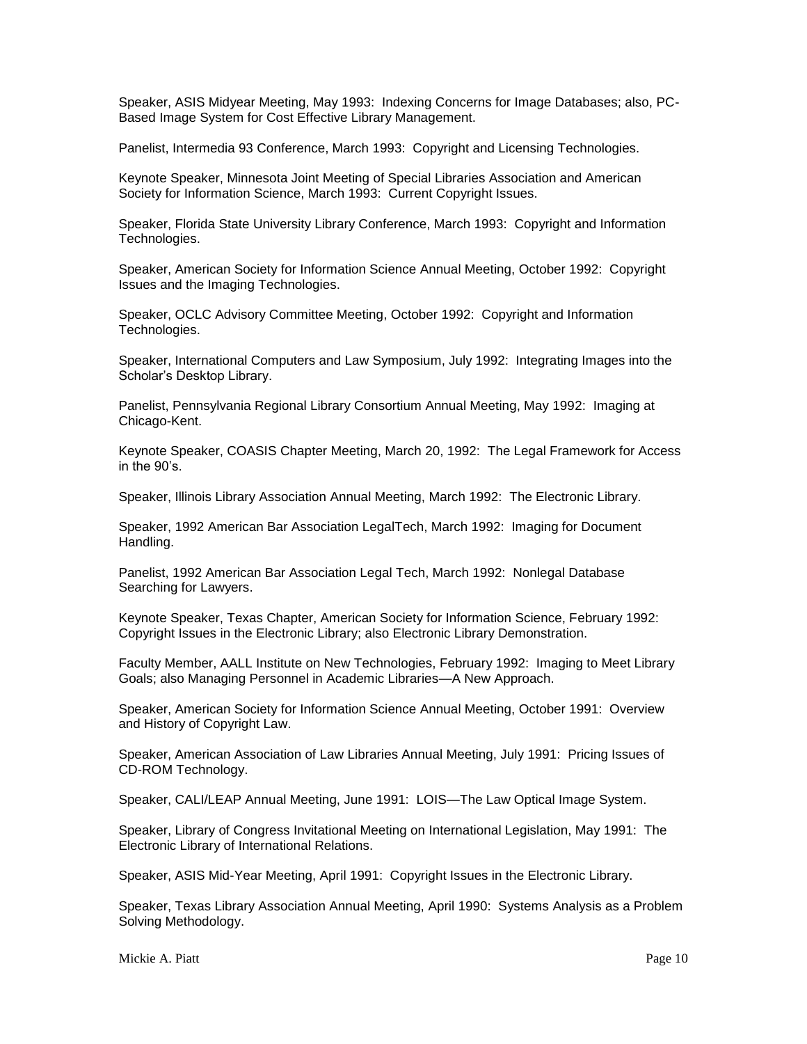Speaker, ASIS Midyear Meeting, May 1993: Indexing Concerns for Image Databases; also, PC-Based Image System for Cost Effective Library Management.

Panelist, Intermedia 93 Conference, March 1993: Copyright and Licensing Technologies.

Keynote Speaker, Minnesota Joint Meeting of Special Libraries Association and American Society for Information Science, March 1993: Current Copyright Issues.

Speaker, Florida State University Library Conference, March 1993: Copyright and Information Technologies.

Speaker, American Society for Information Science Annual Meeting, October 1992: Copyright Issues and the Imaging Technologies.

Speaker, OCLC Advisory Committee Meeting, October 1992: Copyright and Information Technologies.

Speaker, International Computers and Law Symposium, July 1992: Integrating Images into the Scholar's Desktop Library.

Panelist, Pennsylvania Regional Library Consortium Annual Meeting, May 1992: Imaging at Chicago-Kent.

Keynote Speaker, COASIS Chapter Meeting, March 20, 1992: The Legal Framework for Access in the 90's.

Speaker, Illinois Library Association Annual Meeting, March 1992: The Electronic Library.

Speaker, 1992 American Bar Association LegalTech, March 1992: Imaging for Document Handling.

Panelist, 1992 American Bar Association Legal Tech, March 1992: Nonlegal Database Searching for Lawyers.

Keynote Speaker, Texas Chapter, American Society for Information Science, February 1992: Copyright Issues in the Electronic Library; also Electronic Library Demonstration.

Faculty Member, AALL Institute on New Technologies, February 1992: Imaging to Meet Library Goals; also Managing Personnel in Academic Libraries—A New Approach.

Speaker, American Society for Information Science Annual Meeting, October 1991: Overview and History of Copyright Law.

Speaker, American Association of Law Libraries Annual Meeting, July 1991: Pricing Issues of CD-ROM Technology.

Speaker, CALI/LEAP Annual Meeting, June 1991: LOIS—The Law Optical Image System.

Speaker, Library of Congress Invitational Meeting on International Legislation, May 1991: The Electronic Library of International Relations.

Speaker, ASIS Mid-Year Meeting, April 1991: Copyright Issues in the Electronic Library.

Speaker, Texas Library Association Annual Meeting, April 1990: Systems Analysis as a Problem Solving Methodology.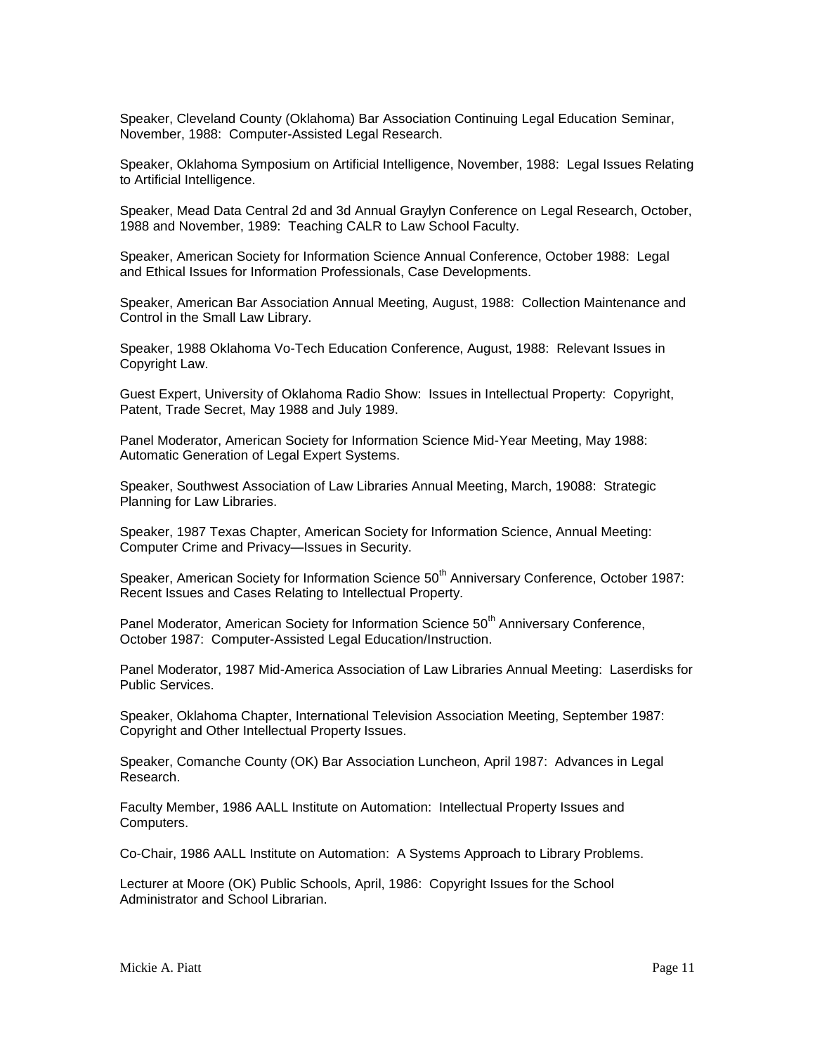Speaker, Cleveland County (Oklahoma) Bar Association Continuing Legal Education Seminar, November, 1988: Computer-Assisted Legal Research.

Speaker, Oklahoma Symposium on Artificial Intelligence, November, 1988: Legal Issues Relating to Artificial Intelligence.

Speaker, Mead Data Central 2d and 3d Annual Graylyn Conference on Legal Research, October, 1988 and November, 1989: Teaching CALR to Law School Faculty.

Speaker, American Society for Information Science Annual Conference, October 1988: Legal and Ethical Issues for Information Professionals, Case Developments.

Speaker, American Bar Association Annual Meeting, August, 1988: Collection Maintenance and Control in the Small Law Library.

Speaker, 1988 Oklahoma Vo-Tech Education Conference, August, 1988: Relevant Issues in Copyright Law.

Guest Expert, University of Oklahoma Radio Show: Issues in Intellectual Property: Copyright, Patent, Trade Secret, May 1988 and July 1989.

Panel Moderator, American Society for Information Science Mid-Year Meeting, May 1988: Automatic Generation of Legal Expert Systems.

Speaker, Southwest Association of Law Libraries Annual Meeting, March, 19088: Strategic Planning for Law Libraries.

Speaker, 1987 Texas Chapter, American Society for Information Science, Annual Meeting: Computer Crime and Privacy—Issues in Security.

Speaker, American Society for Information Science 50th Anniversary Conference, October 1987: Recent Issues and Cases Relating to Intellectual Property.

Panel Moderator, American Society for Information Science 50th Anniversary Conference, October 1987: Computer-Assisted Legal Education/Instruction.

Panel Moderator, 1987 Mid-America Association of Law Libraries Annual Meeting: Laserdisks for Public Services.

Speaker, Oklahoma Chapter, International Television Association Meeting, September 1987: Copyright and Other Intellectual Property Issues.

Speaker, Comanche County (OK) Bar Association Luncheon, April 1987: Advances in Legal Research.

Faculty Member, 1986 AALL Institute on Automation: Intellectual Property Issues and Computers.

Co-Chair, 1986 AALL Institute on Automation: A Systems Approach to Library Problems.

Lecturer at Moore (OK) Public Schools, April, 1986: Copyright Issues for the School Administrator and School Librarian.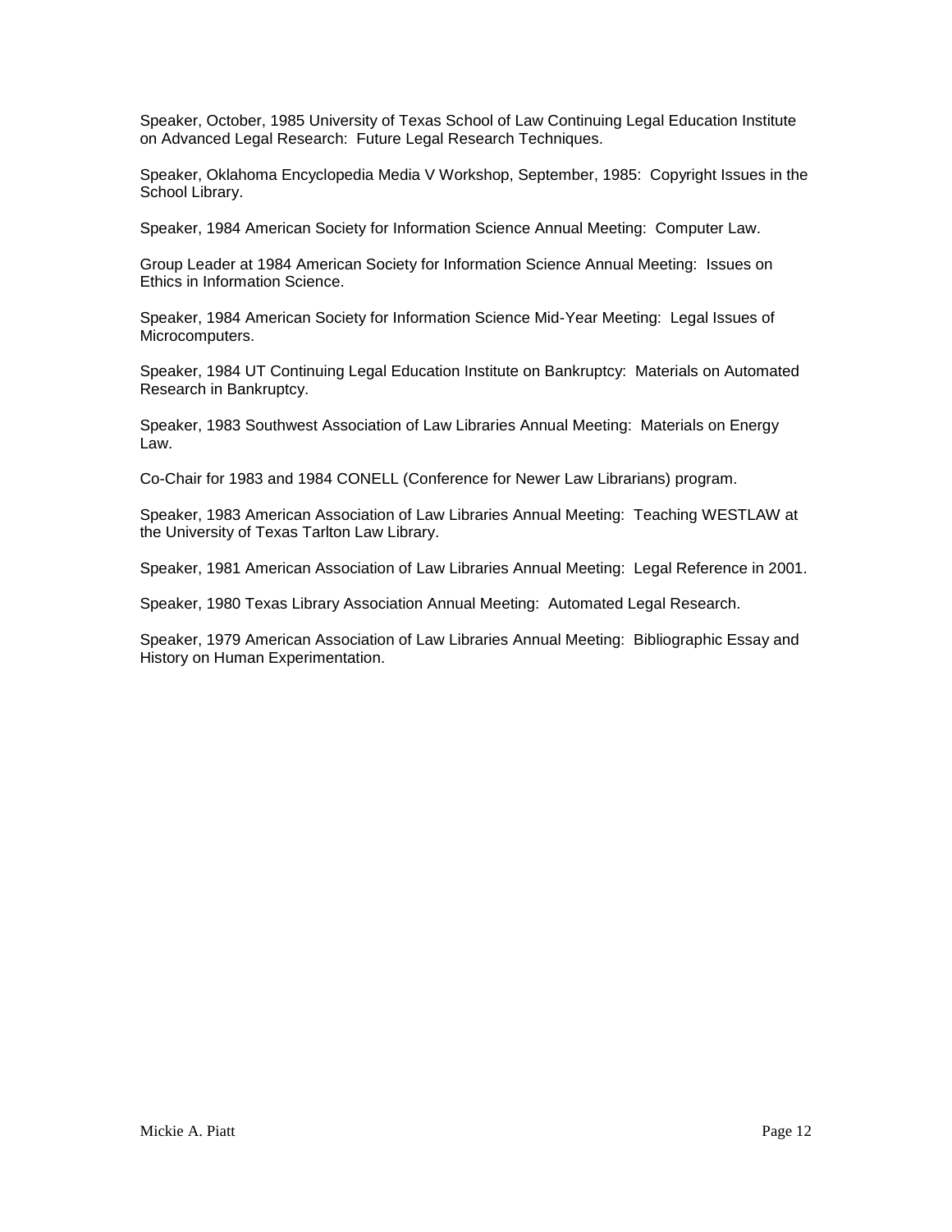Speaker, October, 1985 University of Texas School of Law Continuing Legal Education Institute on Advanced Legal Research: Future Legal Research Techniques.

Speaker, Oklahoma Encyclopedia Media V Workshop, September, 1985: Copyright Issues in the School Library.

Speaker, 1984 American Society for Information Science Annual Meeting: Computer Law.

Group Leader at 1984 American Society for Information Science Annual Meeting: Issues on Ethics in Information Science.

Speaker, 1984 American Society for Information Science Mid-Year Meeting: Legal Issues of Microcomputers.

Speaker, 1984 UT Continuing Legal Education Institute on Bankruptcy: Materials on Automated Research in Bankruptcy.

Speaker, 1983 Southwest Association of Law Libraries Annual Meeting: Materials on Energy Law.

Co-Chair for 1983 and 1984 CONELL (Conference for Newer Law Librarians) program.

Speaker, 1983 American Association of Law Libraries Annual Meeting: Teaching WESTLAW at the University of Texas Tarlton Law Library.

Speaker, 1981 American Association of Law Libraries Annual Meeting: Legal Reference in 2001.

Speaker, 1980 Texas Library Association Annual Meeting: Automated Legal Research.

Speaker, 1979 American Association of Law Libraries Annual Meeting: Bibliographic Essay and History on Human Experimentation.